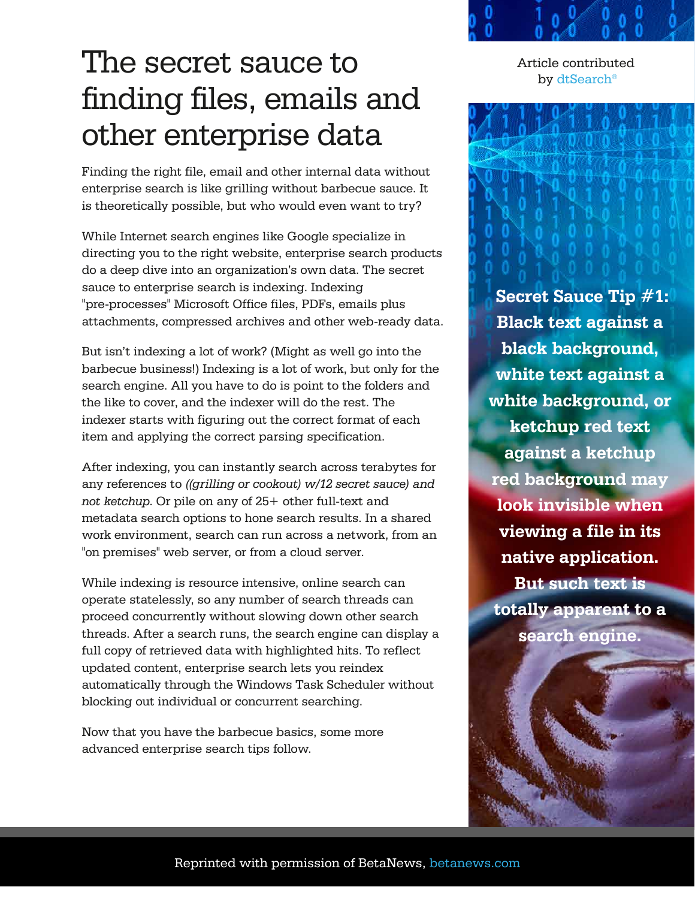# The secret sauce to finding files, emails and other enterprise data

Article contributed by dtSearch®

Finding the right file, email and other internal data without enterprise search is like grilling without barbecue sauce. It is theoretically possible, but who would even want to try?

While Internet search engines like Google specialize in directing you to the right website, enterprise search products do a deep dive into an organization's own data. The secret sauce to enterprise search is indexing. Indexing "pre-processes" Microsoft Office files, PDFs, emails plus attachments, compressed archives and other web-ready data.

But isn't indexing a lot of work? (Might as well go into the barbecue business!) Indexing is a lot of work, but only for the search engine. All you have to do is point to the folders and the like to cover, and the indexer will do the rest. The indexer starts with figuring out the correct format of each item and applying the correct parsing specification.

After indexing, you can instantly search across terabytes for any references to *((grilling or cookout) w/12 secret sauce) and not ketchup*. Or pile on any of 25+ other full-text and metadata search options to hone search results. In a shared work environment, search can run across a network, from an "on premises" web server, or from a cloud server.

While indexing is resource intensive, online search can operate statelessly, so any number of search threads can proceed concurrently without slowing down other search threads. After a search runs, the search engine can display a full copy of retrieved data with highlighted hits. To reflect updated content, enterprise search lets you reindex automatically through the Windows Task Scheduler without blocking out individual or concurrent searching.

Now that you have the barbecue basics, some more advanced enterprise search tips follow.

**Secret Sauce Tip #1: Black text against a black background, white text against a white background, or ketchup red text against a ketchup red background may look invisible when viewing a file in its native application. But such text is totally apparent to a search engine.**

Reprinted with permission of BetaNews, betanews.com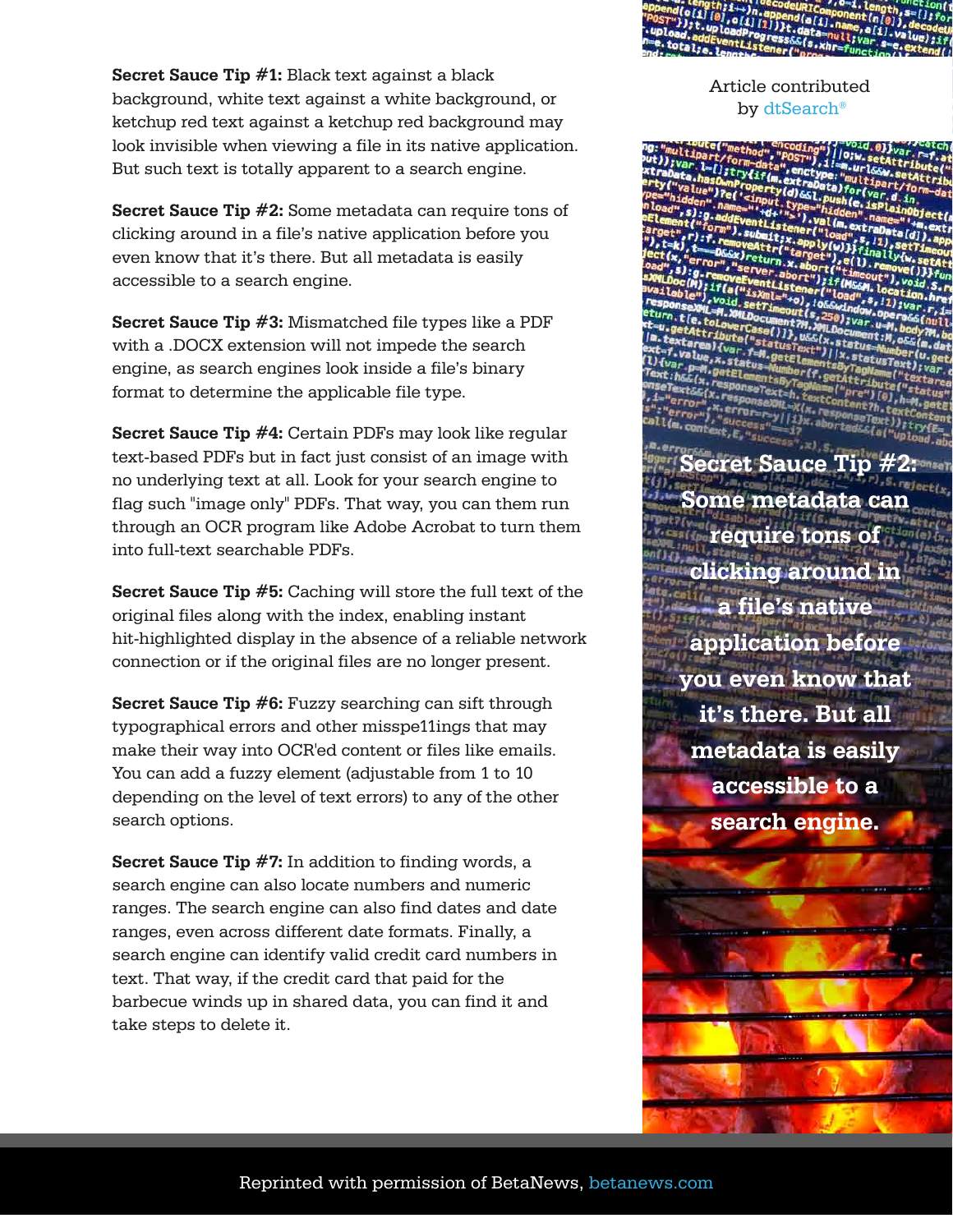**Secret Sauce Tip #1:** Black text against a black background, white text against a white background, or ketchup red text against a ketchup red background may look invisible when viewing a file in its native application. But such text is totally apparent to a search engine.

**Secret Sauce Tip #2:** Some metadata can require tons of clicking around in a file's native application before you even know that it's there. But all metadata is easily accessible to a search engine.

**Secret Sauce Tip #3:** Mismatched file types like a PDF with a .DOCX extension will not impede the search engine, as search engines look inside a file's binary format to determine the applicable file type.

**Secret Sauce Tip #4:** Certain PDFs may look like regular text-based PDFs but in fact just consist of an image with no underlying text at all. Look for your search engine to flag such "image only" PDFs. That way, you can them run through an OCR program like Adobe Acrobat to turn them into full-text searchable PDFs.

**Secret Sauce Tip #5:** Caching will store the full text of the original files along with the index, enabling instant hit-highlighted display in the absence of a reliable network connection or if the original files are no longer present.

**Secret Sauce Tip #6:** Fuzzy searching can sift through typographical errors and other misspe11ings that may make their way into OCR'ed content or files like emails. You can add a fuzzy element (adjustable from 1 to 10 depending on the level of text errors) to any of the other search options.

**Secret Sauce Tip #7:** In addition to finding words, a search engine can also locate numbers and numeric ranges. The search engine can also find dates and date ranges, even across different date formats. Finally, a search engine can identify valid credit card numbers in text. That way, if the credit card that paid for the barbecue winds up in shared data, you can find it and take steps to delete it.

Article contributed by dtSearch®

**Secret Sauce Tip #2: Some metadata can require tons of clicking around in a file's native application before you even know that it's there. But all metadata is easily accessible to a search engine.**

Reprinted with permission of BetaNews, betanews.com